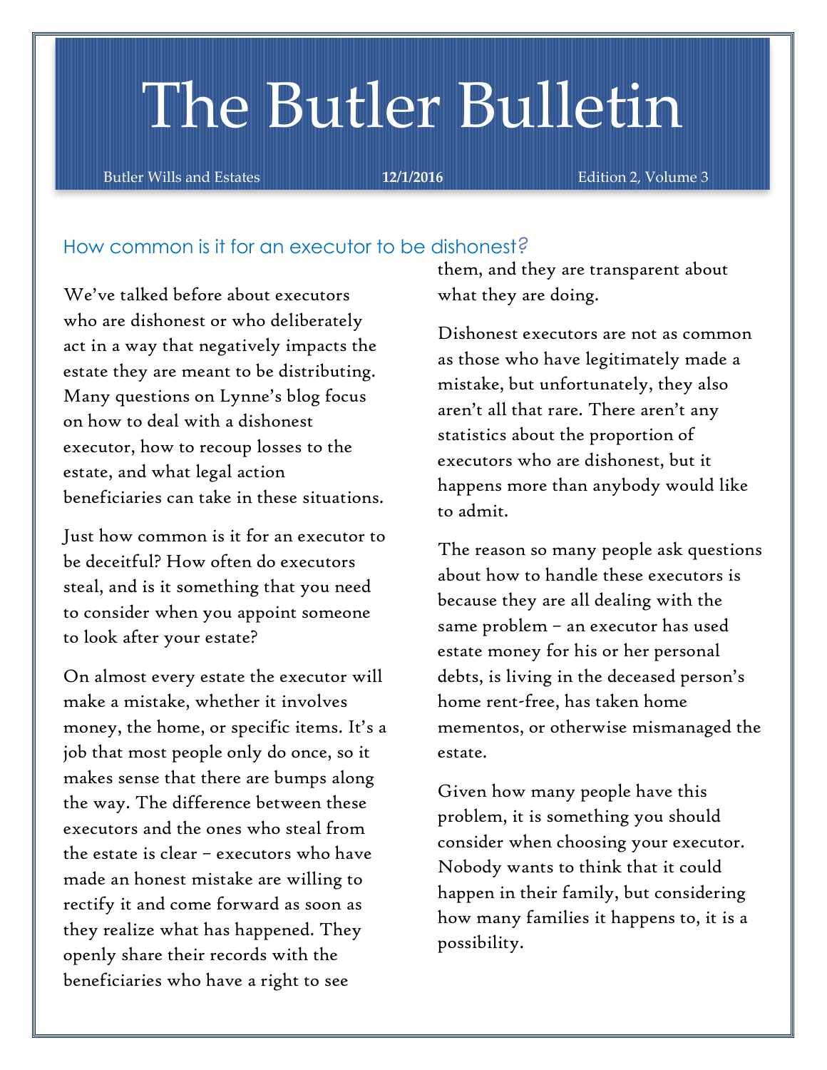# The Butler Bulletin

Butler Wills and Estates **12/1/2016** Edition 2, Volume 3

## How common is it for an executor to be dishonest?

We've talked before about executors who are dishonest or who deliberately act in a way that negatively impacts the estate they are meant to be distributing. Many questions on Lynne's blog focus on how to deal with a dishonest executor, how to recoup losses to the estate, and what legal action beneficiaries can take in these situations.

Just how common is it for an executor to be deceitful? How often do executors steal, and is it something that you need to consider when you appoint someone to look after your estate?

On almost every estate the executor will make a mistake, whether it involves money, the home, or specific items. It's a job that most people only do once, so it makes sense that there are bumps along the way. The difference between these executors and the ones who steal from the estate is clear – executors who have made an honest mistake are willing to rectify it and come forward as soon as they realize what has happened. They openly share their records with the beneficiaries who have a right to see them, and they are transparent about what they are doing.

Dishonest executors are not as common as those who have legitimately made a mistake, but unfortunately, they also aren't all that rare. There aren't any statistics about the proportion of executors who are dishonest, but it happens more than anybody would like to admit.

The reason so many people ask questions about how to handle these executors is because they are all dealing with the same problem – an executor has used estate money for his or her personal debts, is living in the deceased person's home rent-free, has taken home mementos, or otherwise mismanaged the estate.

Given how many people have this problem, it is something you should consider when choosing your executor. Nobody wants to think that it could happen in their family, but considering how many families it happens to, it is a possibility.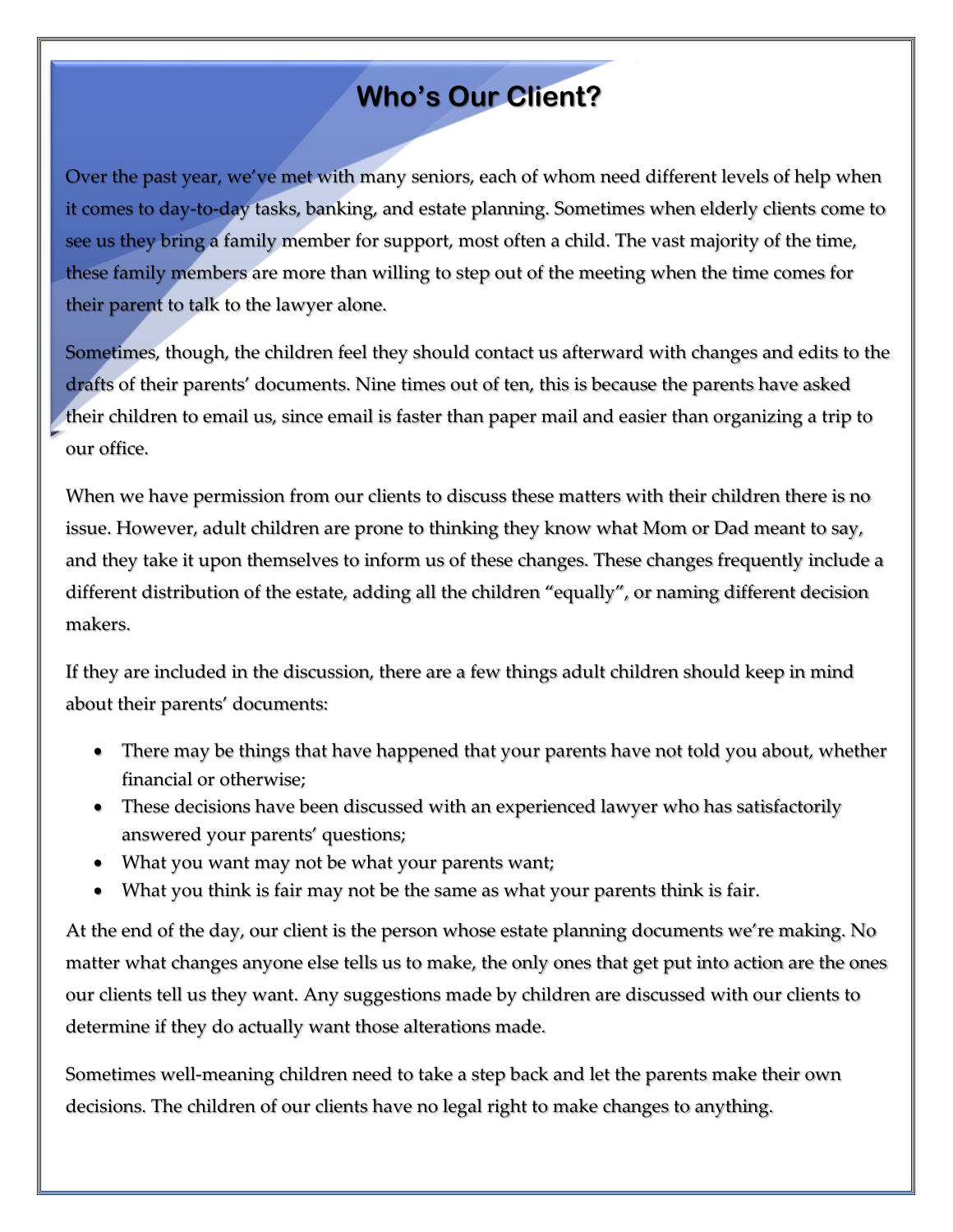# Who's Our Client?

Over the past year, we've met with many seniors, each of whom need different levels of help when it comes to day-to-day tasks, banking, and estate planning. Sometimes when elderly clients come to see us they bring a family member for support, most often a child. The vast majority of the time, these family members are more than willing to step out of the meeting when the time comes for their parent to talk to the lawyer alone.

Sometimes, though, the children feel they should contact us afterward with changes and edits to the drafts of their parents' documents. Nine times out of ten, this is because the parents have asked their children to email us, since email is faster than paper mail and easier than organizing a trip to our office.

When we have permission from our clients to discuss these matters with their children there is no issue. However, adult children are prone to thinking they know what Mom or Dad meant to say, and they take it upon themselves to inform us of these changes. These changes frequently include a different distribution of the estate, adding all the children "equally", or naming different decision makers.

If they are included in the discussion, there are a few things adult children should keep in mind about their parents' documents:

- There may be things that have happened that your parents have not told you about, whether financial or otherwise;
- These decisions have been discussed with an experienced lawyer who has satisfactorily answered your parents' questions;
- What you want may not be what your parents want;
- What you think is fair may not be the same as what your parents think is fair.

At the end of the day, our client is the person whose estate planning documents we're making. No matter what changes anyone else tells us to make, the only ones that get put into action are the ones our clients tell us they want. Any suggestions made by children are discussed with our clients to determine if they do actually want those alterations made.

Sometimes well-meaning children need to take a step back and let the parents make their own decisions. The children of our clients have no legal right to make changes to anything.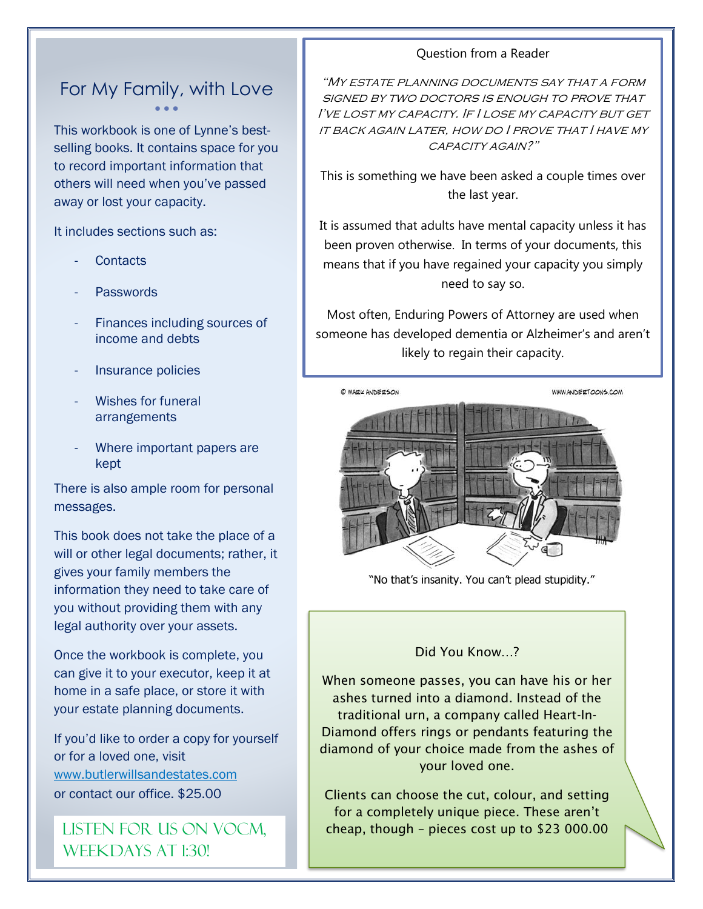## For My Family, with Love

This workbook is one of Lynne's best-selling books. It contains space for you to record important information that others will need when you've passed away or lost your capacity.

It includes sections such as:

- Contacts
- Passwords
- Finances including sources of income and debts
- Insurance policies
- Wishes for funeral arrangements
- Where important papers are kept

There is also ample room for personal messages.

This book does not take the place of a will or other legal documents; rather, it gives your family members the information they need to take care of you without providing them with any legal authority over your assets.

Once the workbook is complete, you can give it to your executor, keep it at home in a safe place, or store it with your estate planning documents.

If you'd like to order a copy for yourself or for a loved one, visit www.butlerwillsandestates.com or contact our office. $25.00

**LISTEN FOR US ON VOCM, WEEKDAYS AT 1:30!**

### Question from a Reader

*"My estate planning documents say that a form signed by two doctors is enough to prove that I've lost my capacity. If I lose my capacity but get it back again later, how do I prove that I have my capacity again?"*

This is something we have been asked a couple times over the last year.

It is assumed that adults have mental capacity unless it has been proven otherwise. In terms of your documents, this means that if you have regained your capacity you simply need to say so.

Most often, Enduring Powers of Attorney are used when someone has developed dementia or Alzheimer's and aren't likely to regain their capacity.

© MARK ANDERSON WWW.ANDERTOONS.COM

"No that's insanity. You can't plead stupidity."

### Did You Know…?

When someone passes, you can have his or her ashes turned into a diamond. Instead of the traditional urn, a company called Heart-In-Diamond offers rings or pendants featuring the diamond of your choice made from the ashes of your loved one.

Clients can choose the cut, colour, and setting for a completely unique piece. These aren't cheap, though – pieces cost up to $23 000.00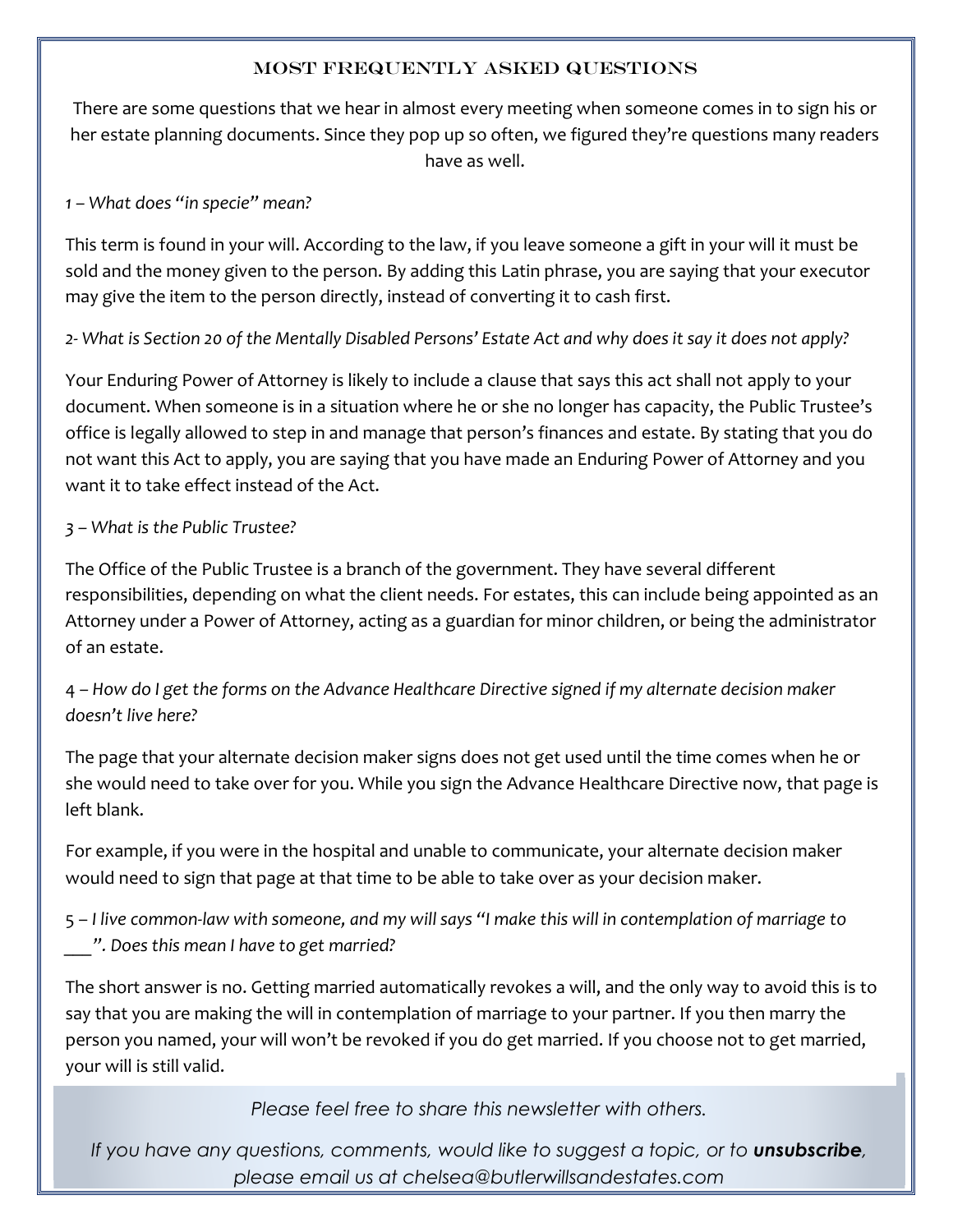## Most Frequently Asked Questions

There are some questions that we hear in almost every meeting when someone comes in to sign his or her estate planning documents. Since they pop up so often, we figured they're questions many readers have as well.

*1 – What does "in specie" mean?*

This term is found in your will. According to the law, if you leave someone a gift in your will it must be sold and the money given to the person. By adding this Latin phrase, you are saying that your executor may give the item to the person directly, instead of converting it to cash first.

*2- What is Section 20 of the Mentally Disabled Persons' Estate Act and why does it say it does not apply?*

Your Enduring Power of Attorney is likely to include a clause that says this act shall not apply to your document. When someone is in a situation where he or she no longer has capacity, the Public Trustee's office is legally allowed to step in and manage that person's finances and estate. By stating that you do not want this Act to apply, you are saying that you have made an Enduring Power of Attorney and you want it to take effect instead of the Act.

*3 – What is the Public Trustee?*

The Office of the Public Trustee is a branch of the government. They have several different responsibilities, depending on what the client needs. For estates, this can include being appointed as an Attorney under a Power of Attorney, acting as a guardian for minor children, or being the administrator of an estate.

*4 – How do I get the forms on the Advance Healthcare Directive signed if my alternate decision maker doesn't live here?*

The page that your alternate decision maker signs does not get used until the time comes when he or she would need to take over for you. While you sign the Advance Healthcare Directive now, that page is left blank.

For example, if you were in the hospital and unable to communicate, your alternate decision maker would need to sign that page at that time to be able to take over as your decision maker.

*5 – I live common-law with someone, and my will says "I make this will in contemplation of marriage to ___". Does this mean I have to get married?*

The short answer is no. Getting married automatically revokes a will, and the only way to avoid this is to say that you are making the will in contemplation of marriage to your partner. If you then marry the person you named, your will won't be revoked if you do get married. If you choose not to get married, your will is still valid.

*Please feel free to share this newsletter with others.*

*If you have any questions, comments, would like to suggest a topic, or to **unsubscribe**, please email us at chelsea@butlerwillsandestates.com*